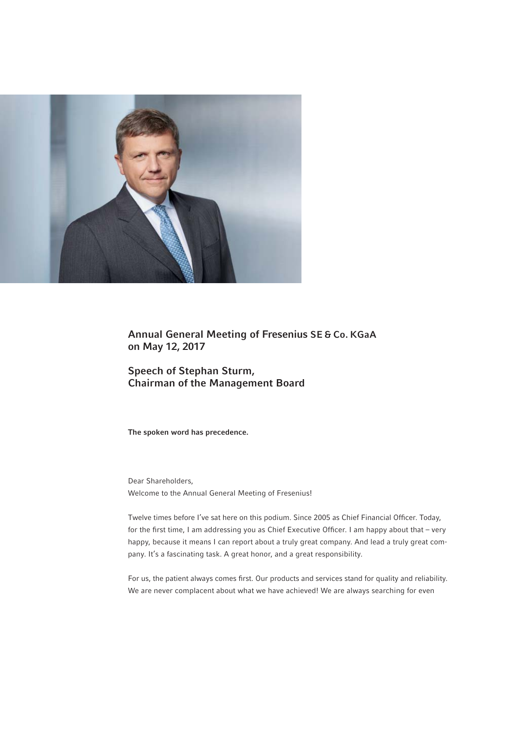## Annual General Meeting of Fresenius SE & Co. KGaA on May 12, 2017

## Speech of Stephan Sturm, Chairman of the Management Board

**The spoken word has precedence.**

Dear Shareholders,
Welcome to the Annual General Meeting of Fresenius!

Twelve times before I've sat here on this podium. Since 2005 as Chief Financial Officer. Today, for the first time, I am addressing you as Chief Executive Officer. I am happy about that – very happy, because it means I can report about a truly great company. And lead a truly great company. It's a fascinating task. A great honor, and a great responsibility.

For us, the patient always comes first. Our products and services stand for quality and reliability. We are never complacent about what we have achieved! We are always searching for even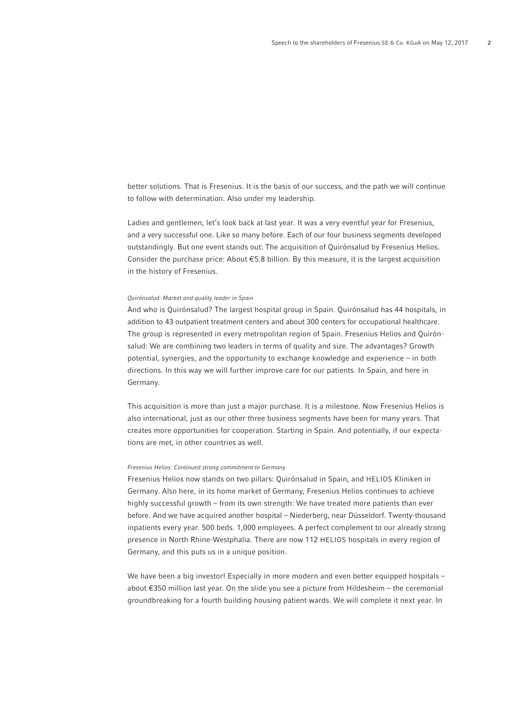better solutions. That is Fresenius. It is the basis of our success, and the path we will continue to follow with determination. Also under my leadership.

Ladies and gentlemen, let's look back at last year. It was a very eventful year for Fresenius, and a very successful one. Like so many before. Each of our four business segments developed outstandingly. But one event stands out: The acquisition of Quirónsalud by Fresenius Helios. Consider the purchase price: About €5.8 billion. By this measure, it is the largest acquisition in the history of Fresenius.

*Quirónsalud: Market and quality leader in Spain*

And who is Quirónsalud? The largest hospital group in Spain. Quirónsalud has 44 hospitals, in addition to 43 outpatient treatment centers and about 300 centers for occupational healthcare. The group is represented in every metropolitan region of Spain. Fresenius Helios and Quirónsalud: We are combining two leaders in terms of quality and size. The advantages? Growth potential, synergies, and the opportunity to exchange knowledge and experience – in both directions. In this way we will further improve care for our patients. In Spain, and here in Germany.

This acquisition is more than just a major purchase. It is a milestone. Now Fresenius Helios is also international, just as our other three business segments have been for many years. That creates more opportunities for cooperation. Starting in Spain. And potentially, if our expectations are met, in other countries as well.

*Fresenius Helios: Continued strong commitment to Germany*

Fresenius Helios now stands on two pillars: Quirónsalud in Spain, and HELIOS Kliniken in Germany. Also here, in its home market of Germany, Fresenius Helios continues to achieve highly successful growth – from its own strength: We have treated more patients than ever before. And we have acquired another hospital – Niederberg, near Düsseldorf. Twenty-thousand inpatients every year. 500 beds. 1,000 employees. A perfect complement to our already strong presence in North Rhine-Westphalia. There are now 112 HELIOS hospitals in every region of Germany, and this puts us in a unique position.

We have been a big investor! Especially in more modern and even better equipped hospitals – about €350 million last year. On the slide you see a picture from Hildesheim – the ceremonial groundbreaking for a fourth building housing patient wards. We will complete it next year. In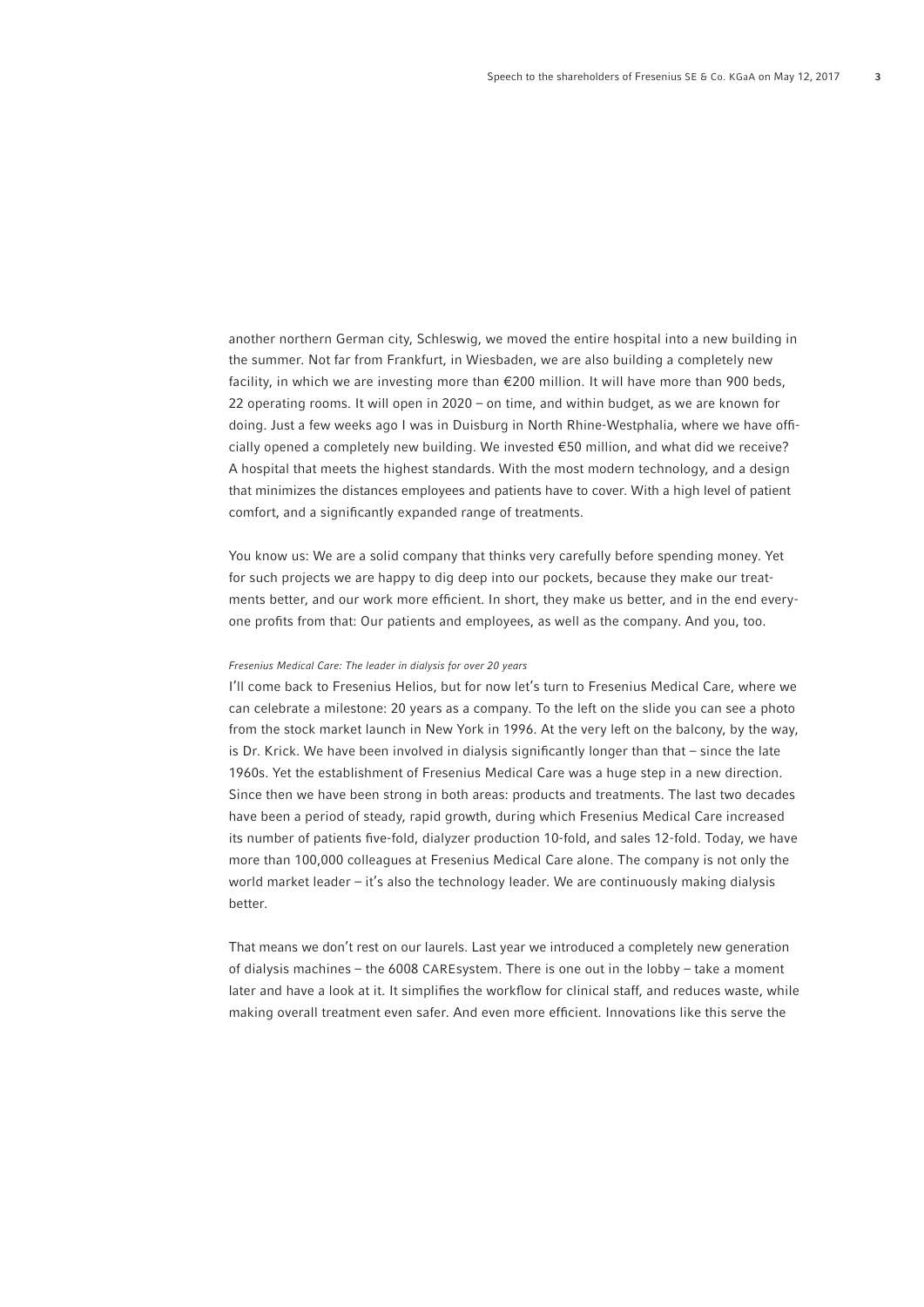another northern German city, Schleswig, we moved the entire hospital into a new building in the summer. Not far from Frankfurt, in Wiesbaden, we are also building a completely new facility, in which we are investing more than €200 million. It will have more than 900 beds, 22 operating rooms. It will open in 2020 – on time, and within budget, as we are known for doing. Just a few weeks ago I was in Duisburg in North Rhine-Westphalia, where we have officially opened a completely new building. We invested €50 million, and what did we receive? A hospital that meets the highest standards. With the most modern technology, and a design that minimizes the distances employees and patients have to cover. With a high level of patient comfort, and a significantly expanded range of treatments.

You know us: We are a solid company that thinks very carefully before spending money. Yet for such projects we are happy to dig deep into our pockets, because they make our treatments better, and our work more efficient. In short, they make us better, and in the end everyone profits from that: Our patients and employees, as well as the company. And you, too.

*Fresenius Medical Care: The leader in dialysis for over 20 years*

I'll come back to Fresenius Helios, but for now let's turn to Fresenius Medical Care, where we can celebrate a milestone: 20 years as a company. To the left on the slide you can see a photo from the stock market launch in New York in 1996. At the very left on the balcony, by the way, is Dr. Krick. We have been involved in dialysis significantly longer than that – since the late 1960s. Yet the establishment of Fresenius Medical Care was a huge step in a new direction. Since then we have been strong in both areas: products and treatments. The last two decades have been a period of steady, rapid growth, during which Fresenius Medical Care increased its number of patients five-fold, dialyzer production 10-fold, and sales 12-fold. Today, we have more than 100,000 colleagues at Fresenius Medical Care alone. The company is not only the world market leader – it's also the technology leader. We are continuously making dialysis better.

That means we don't rest on our laurels. Last year we introduced a completely new generation of dialysis machines – the 6008 CAREsystem. There is one out in the lobby – take a moment later and have a look at it. It simplifies the workflow for clinical staff, and reduces waste, while making overall treatment even safer. And even more efficient. Innovations like this serve the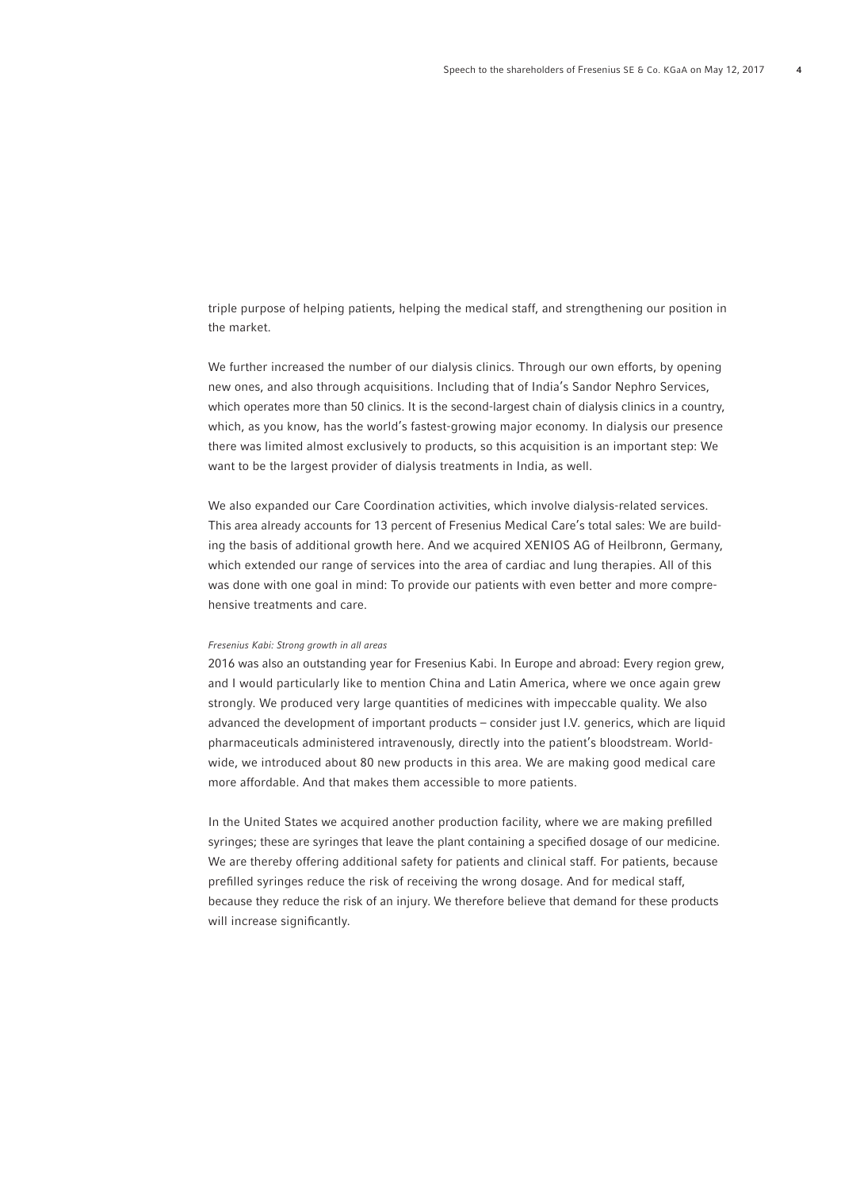triple purpose of helping patients, helping the medical staff, and strengthening our position in the market.

We further increased the number of our dialysis clinics. Through our own efforts, by opening new ones, and also through acquisitions. Including that of India's Sandor Nephro Services, which operates more than 50 clinics. It is the second-largest chain of dialysis clinics in a country, which, as you know, has the world's fastest-growing major economy. In dialysis our presence there was limited almost exclusively to products, so this acquisition is an important step: We want to be the largest provider of dialysis treatments in India, as well.

We also expanded our Care Coordination activities, which involve dialysis-related services. This area already accounts for 13 percent of Fresenius Medical Care's total sales: We are building the basis of additional growth here. And we acquired XENIOS AG of Heilbronn, Germany, which extended our range of services into the area of cardiac and lung therapies. All of this was done with one goal in mind: To provide our patients with even better and more comprehensive treatments and care.

*Fresenius Kabi: Strong growth in all areas*

2016 was also an outstanding year for Fresenius Kabi. In Europe and abroad: Every region grew, and I would particularly like to mention China and Latin America, where we once again grew strongly. We produced very large quantities of medicines with impeccable quality. We also advanced the development of important products – consider just I.V. generics, which are liquid pharmaceuticals administered intravenously, directly into the patient's bloodstream. Worldwide, we introduced about 80 new products in this area. We are making good medical care more affordable. And that makes them accessible to more patients.

In the United States we acquired another production facility, where we are making prefilled syringes; these are syringes that leave the plant containing a specified dosage of our medicine. We are thereby offering additional safety for patients and clinical staff. For patients, because prefilled syringes reduce the risk of receiving the wrong dosage. And for medical staff, because they reduce the risk of an injury. We therefore believe that demand for these products will increase significantly.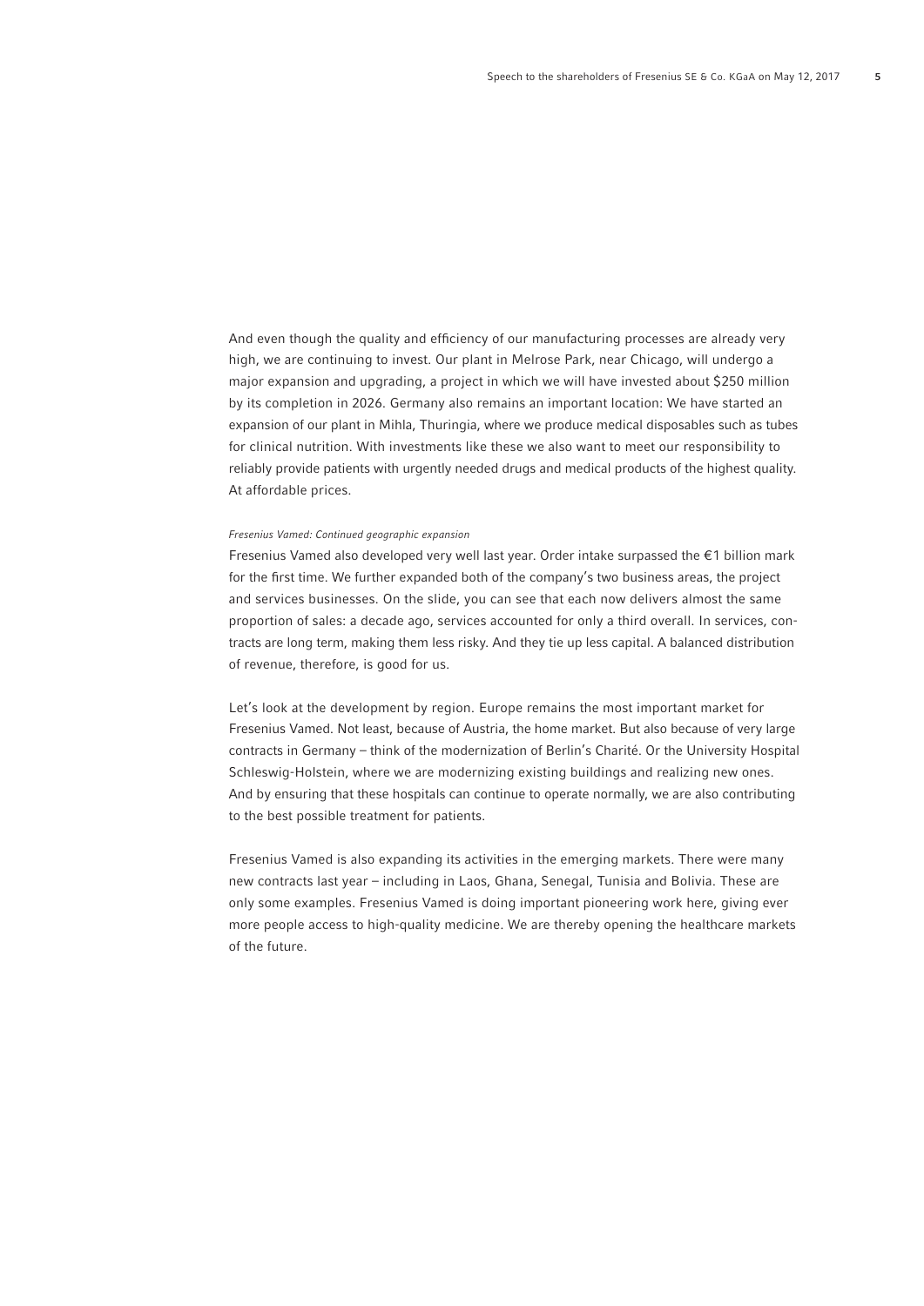And even though the quality and efficiency of our manufacturing processes are already very high, we are continuing to invest. Our plant in Melrose Park, near Chicago, will undergo a major expansion and upgrading, a project in which we will have invested about $250 million by its completion in 2026. Germany also remains an important location: We have started an expansion of our plant in Mihla, Thuringia, where we produce medical disposables such as tubes for clinical nutrition. With investments like these we also want to meet our responsibility to reliably provide patients with urgently needed drugs and medical products of the highest quality. At affordable prices.

*Fresenius Vamed: Continued geographic expansion*

Fresenius Vamed also developed very well last year. Order intake surpassed the €1 billion mark for the first time. We further expanded both of the company's two business areas, the project and services businesses. On the slide, you can see that each now delivers almost the same proportion of sales: a decade ago, services accounted for only a third overall. In services, contracts are long term, making them less risky. And they tie up less capital. A balanced distribution of revenue, therefore, is good for us.

Let's look at the development by region. Europe remains the most important market for Fresenius Vamed. Not least, because of Austria, the home market. But also because of very large contracts in Germany – think of the modernization of Berlin's Charité. Or the University Hospital Schleswig-Holstein, where we are modernizing existing buildings and realizing new ones. And by ensuring that these hospitals can continue to operate normally, we are also contributing to the best possible treatment for patients.

Fresenius Vamed is also expanding its activities in the emerging markets. There were many new contracts last year – including in Laos, Ghana, Senegal, Tunisia and Bolivia. These are only some examples. Fresenius Vamed is doing important pioneering work here, giving ever more people access to high-quality medicine. We are thereby opening the healthcare markets of the future.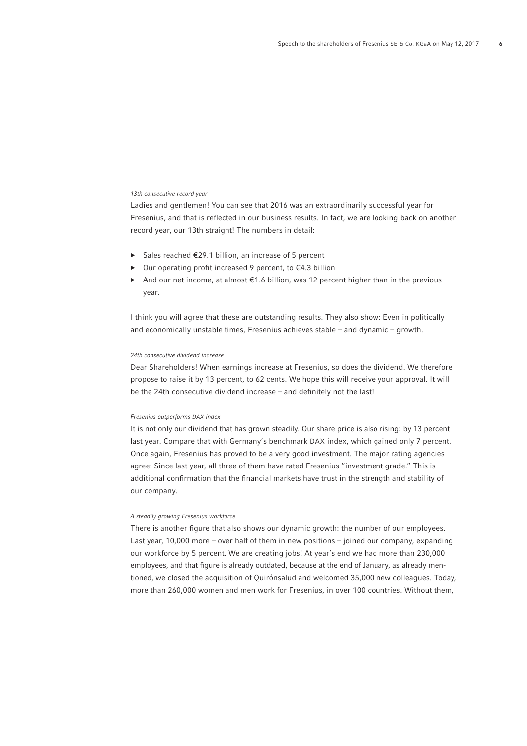*13th consecutive record year*

Ladies and gentlemen! You can see that 2016 was an extraordinarily successful year for Fresenius, and that is reflected in our business results. In fact, we are looking back on another record year, our 13th straight! The numbers in detail:

- Sales reached €29.1 billion, an increase of 5 percent
- Our operating profit increased 9 percent, to €4.3 billion
- And our net income, at almost €1.6 billion, was 12 percent higher than in the previous year.

I think you will agree that these are outstanding results. They also show: Even in politically and economically unstable times, Fresenius achieves stable – and dynamic – growth.

*24th consecutive dividend increase*

Dear Shareholders! When earnings increase at Fresenius, so does the dividend. We therefore propose to raise it by 13 percent, to 62 cents. We hope this will receive your approval. It will be the 24th consecutive dividend increase – and definitely not the last!

*Fresenius outperforms DAX index*

It is not only our dividend that has grown steadily. Our share price is also rising: by 13 percent last year. Compare that with Germany's benchmark DAX index, which gained only 7 percent. Once again, Fresenius has proved to be a very good investment. The major rating agencies agree: Since last year, all three of them have rated Fresenius "investment grade." This is additional confirmation that the financial markets have trust in the strength and stability of our company.

*A steadily growing Fresenius workforce*

There is another figure that also shows our dynamic growth: the number of our employees. Last year, 10,000 more – over half of them in new positions – joined our company, expanding our workforce by 5 percent. We are creating jobs! At year's end we had more than 230,000 employees, and that figure is already outdated, because at the end of January, as already mentioned, we closed the acquisition of Quirónsalud and welcomed 35,000 new colleagues. Today, more than 260,000 women and men work for Fresenius, in over 100 countries. Without them,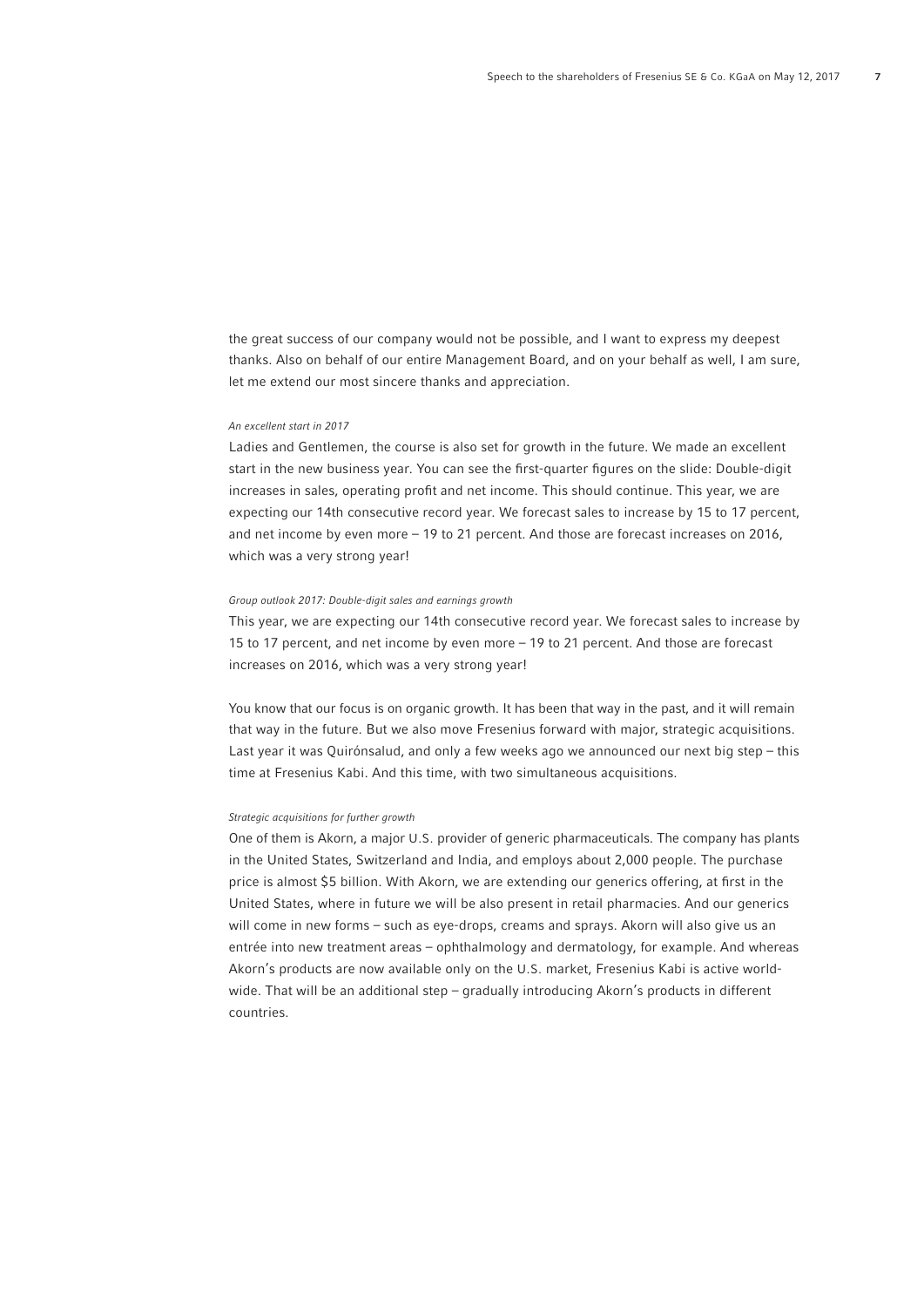the great success of our company would not be possible, and I want to express my deepest thanks. Also on behalf of our entire Management Board, and on your behalf as well, I am sure, let me extend our most sincere thanks and appreciation.

*An excellent start in 2017*

Ladies and Gentlemen, the course is also set for growth in the future. We made an excellent start in the new business year. You can see the first-quarter figures on the slide: Double-digit increases in sales, operating profit and net income. This should continue. This year, we are expecting our 14th consecutive record year. We forecast sales to increase by 15 to 17 percent, and net income by even more – 19 to 21 percent. And those are forecast increases on 2016, which was a very strong year!

*Group outlook 2017: Double-digit sales and earnings growth*

This year, we are expecting our 14th consecutive record year. We forecast sales to increase by 15 to 17 percent, and net income by even more – 19 to 21 percent. And those are forecast increases on 2016, which was a very strong year!

You know that our focus is on organic growth. It has been that way in the past, and it will remain that way in the future. But we also move Fresenius forward with major, strategic acquisitions. Last year it was Quirónsalud, and only a few weeks ago we announced our next big step – this time at Fresenius Kabi. And this time, with two simultaneous acquisitions.

*Strategic acquisitions for further growth*

One of them is Akorn, a major U.S. provider of generic pharmaceuticals. The company has plants in the United States, Switzerland and India, and employs about 2,000 people. The purchase price is almost $5 billion. With Akorn, we are extending our generics offering, at first in the United States, where in future we will be also present in retail pharmacies. And our generics will come in new forms – such as eye-drops, creams and sprays. Akorn will also give us an entrée into new treatment areas – ophthalmology and dermatology, for example. And whereas Akorn's products are now available only on the U.S. market, Fresenius Kabi is active worldwide. That will be an additional step – gradually introducing Akorn's products in different countries.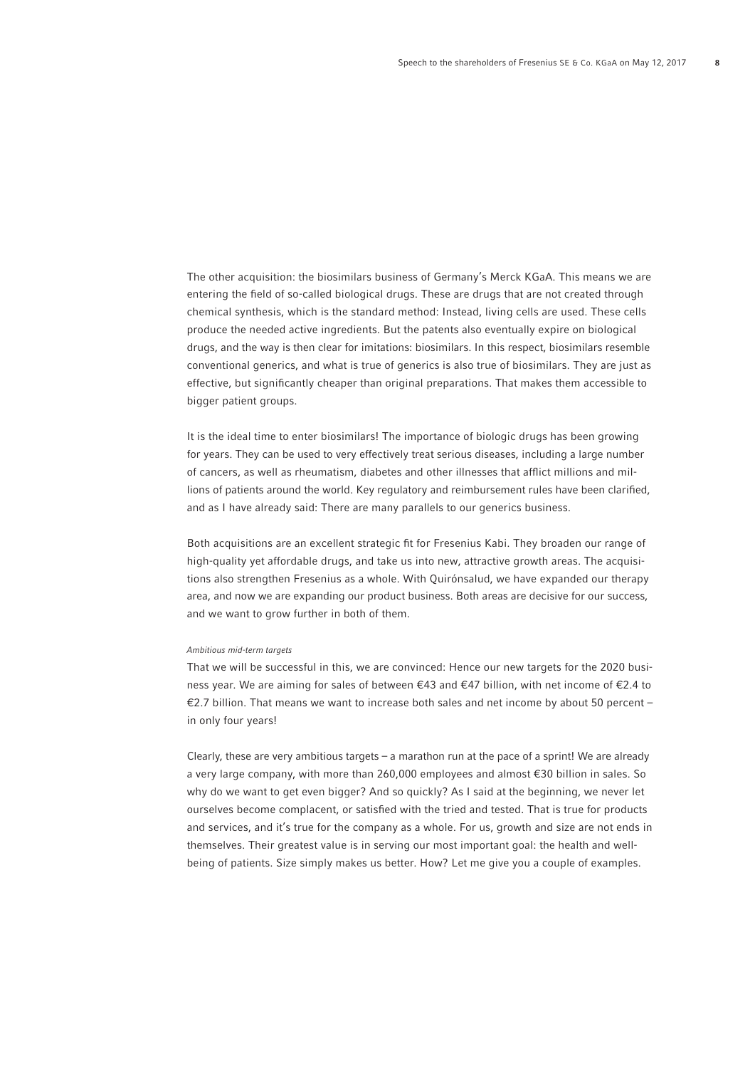The other acquisition: the biosimilars business of Germany's Merck KGaA. This means we are entering the field of so-called biological drugs. These are drugs that are not created through chemical synthesis, which is the standard method: Instead, living cells are used. These cells produce the needed active ingredients. But the patents also eventually expire on biological drugs, and the way is then clear for imitations: biosimilars. In this respect, biosimilars resemble conventional generics, and what is true of generics is also true of biosimilars. They are just as effective, but significantly cheaper than original preparations. That makes them accessible to bigger patient groups.

It is the ideal time to enter biosimilars! The importance of biologic drugs has been growing for years. They can be used to very effectively treat serious diseases, including a large number of cancers, as well as rheumatism, diabetes and other illnesses that afflict millions and millions of patients around the world. Key regulatory and reimbursement rules have been clarified, and as I have already said: There are many parallels to our generics business.

Both acquisitions are an excellent strategic fit for Fresenius Kabi. They broaden our range of high-quality yet affordable drugs, and take us into new, attractive growth areas. The acquisitions also strengthen Fresenius as a whole. With Quirónsalud, we have expanded our therapy area, and now we are expanding our product business. Both areas are decisive for our success, and we want to grow further in both of them.

*Ambitious mid-term targets*

That we will be successful in this, we are convinced: Hence our new targets for the 2020 business year. We are aiming for sales of between €43 and €47 billion, with net income of €2.4 to €2.7 billion. That means we want to increase both sales and net income by about 50 percent – in only four years!

Clearly, these are very ambitious targets – a marathon run at the pace of a sprint! We are already a very large company, with more than 260,000 employees and almost €30 billion in sales. So why do we want to get even bigger? And so quickly? As I said at the beginning, we never let ourselves become complacent, or satisfied with the tried and tested. That is true for products and services, and it's true for the company as a whole. For us, growth and size are not ends in themselves. Their greatest value is in serving our most important goal: the health and well-being of patients. Size simply makes us better. How? Let me give you a couple of examples.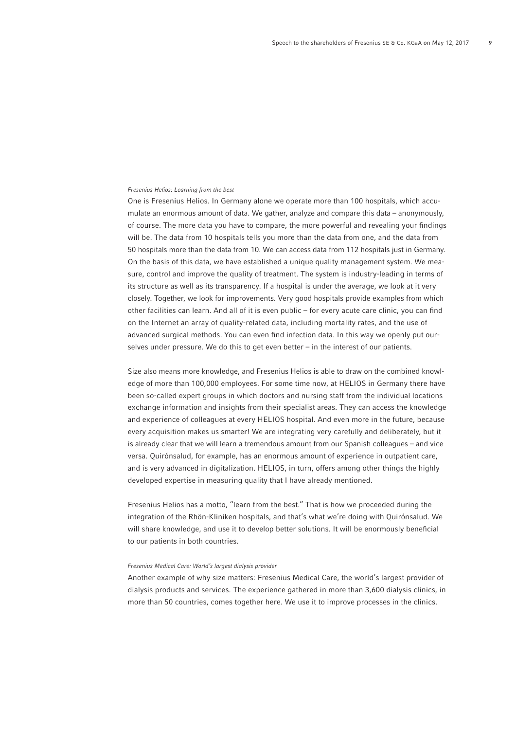*Fresenius Helios: Learning from the best*

One is Fresenius Helios. In Germany alone we operate more than 100 hospitals, which accumulate an enormous amount of data. We gather, analyze and compare this data – anonymously, of course. The more data you have to compare, the more powerful and revealing your findings will be. The data from 10 hospitals tells you more than the data from one, and the data from 50 hospitals more than the data from 10. We can access data from 112 hospitals just in Germany. On the basis of this data, we have established a unique quality management system. We measure, control and improve the quality of treatment. The system is industry-leading in terms of its structure as well as its transparency. If a hospital is under the average, we look at it very closely. Together, we look for improvements. Very good hospitals provide examples from which other facilities can learn. And all of it is even public – for every acute care clinic, you can find on the Internet an array of quality-related data, including mortality rates, and the use of advanced surgical methods. You can even find infection data. In this way we openly put ourselves under pressure. We do this to get even better – in the interest of our patients.

Size also means more knowledge, and Fresenius Helios is able to draw on the combined knowledge of more than 100,000 employees. For some time now, at HELIOS in Germany there have been so-called expert groups in which doctors and nursing staff from the individual locations exchange information and insights from their specialist areas. They can access the knowledge and experience of colleagues at every HELIOS hospital. And even more in the future, because every acquisition makes us smarter! We are integrating very carefully and deliberately, but it is already clear that we will learn a tremendous amount from our Spanish colleagues – and vice versa. Quirónsalud, for example, has an enormous amount of experience in outpatient care, and is very advanced in digitalization. HELIOS, in turn, offers among other things the highly developed expertise in measuring quality that I have already mentioned.

Fresenius Helios has a motto, "learn from the best." That is how we proceeded during the integration of the Rhön-Kliniken hospitals, and that's what we're doing with Quirónsalud. We will share knowledge, and use it to develop better solutions. It will be enormously beneficial to our patients in both countries.

*Fresenius Medical Care: World's largest dialysis provider*

Another example of why size matters: Fresenius Medical Care, the world's largest provider of dialysis products and services. The experience gathered in more than 3,600 dialysis clinics, in more than 50 countries, comes together here. We use it to improve processes in the clinics.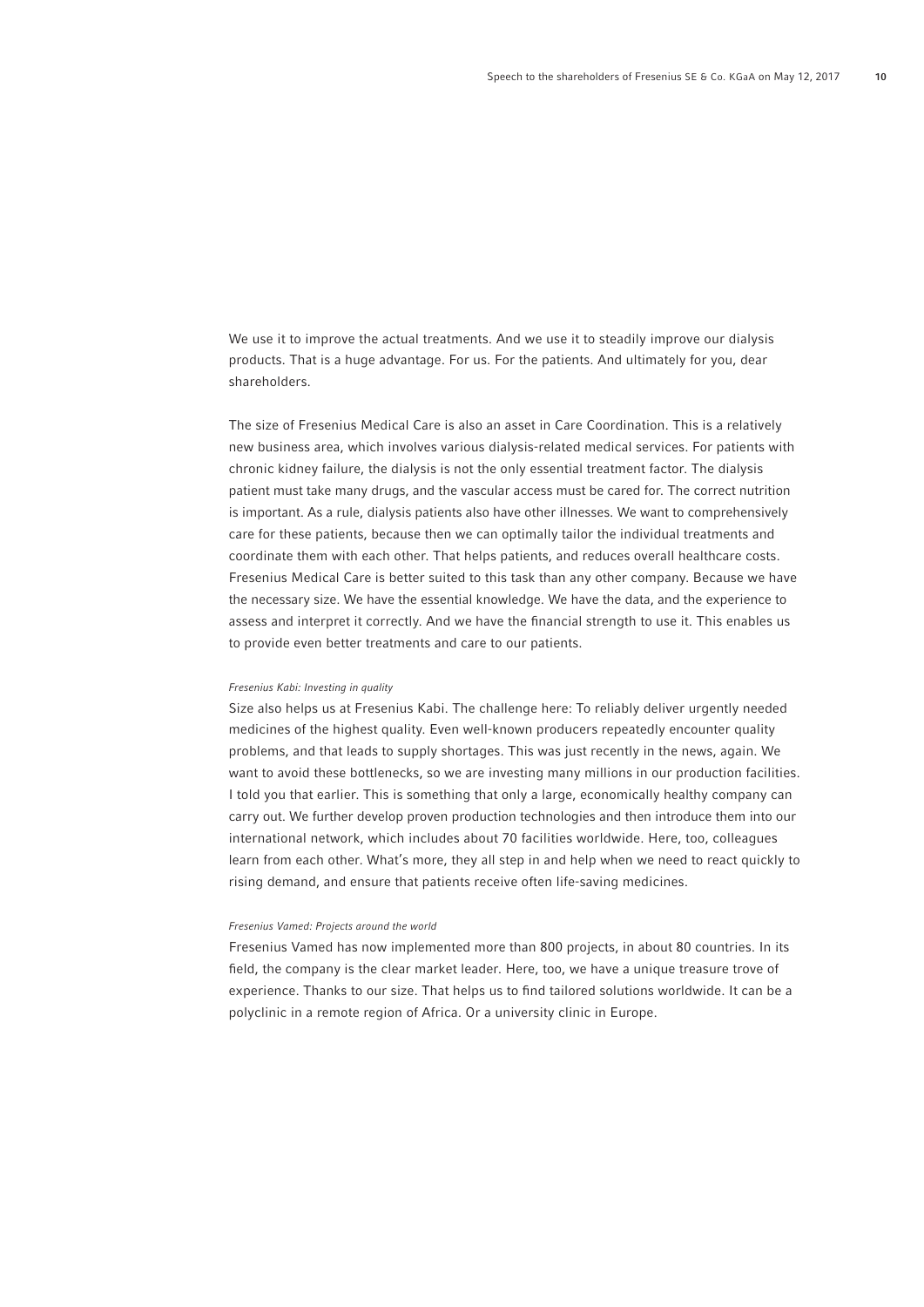We use it to improve the actual treatments. And we use it to steadily improve our dialysis products. That is a huge advantage. For us. For the patients. And ultimately for you, dear shareholders.

The size of Fresenius Medical Care is also an asset in Care Coordination. This is a relatively new business area, which involves various dialysis-related medical services. For patients with chronic kidney failure, the dialysis is not the only essential treatment factor. The dialysis patient must take many drugs, and the vascular access must be cared for. The correct nutrition is important. As a rule, dialysis patients also have other illnesses. We want to comprehensively care for these patients, because then we can optimally tailor the individual treatments and coordinate them with each other. That helps patients, and reduces overall healthcare costs. Fresenius Medical Care is better suited to this task than any other company. Because we have the necessary size. We have the essential knowledge. We have the data, and the experience to assess and interpret it correctly. And we have the financial strength to use it. This enables us to provide even better treatments and care to our patients.

*Fresenius Kabi: Investing in quality*

Size also helps us at Fresenius Kabi. The challenge here: To reliably deliver urgently needed medicines of the highest quality. Even well-known producers repeatedly encounter quality problems, and that leads to supply shortages. This was just recently in the news, again. We want to avoid these bottlenecks, so we are investing many millions in our production facilities. I told you that earlier. This is something that only a large, economically healthy company can carry out. We further develop proven production technologies and then introduce them into our international network, which includes about 70 facilities worldwide. Here, too, colleagues learn from each other. What's more, they all step in and help when we need to react quickly to rising demand, and ensure that patients receive often life-saving medicines.

*Fresenius Vamed: Projects around the world*

Fresenius Vamed has now implemented more than 800 projects, in about 80 countries. In its field, the company is the clear market leader. Here, too, we have a unique treasure trove of experience. Thanks to our size. That helps us to find tailored solutions worldwide. It can be a polyclinic in a remote region of Africa. Or a university clinic in Europe.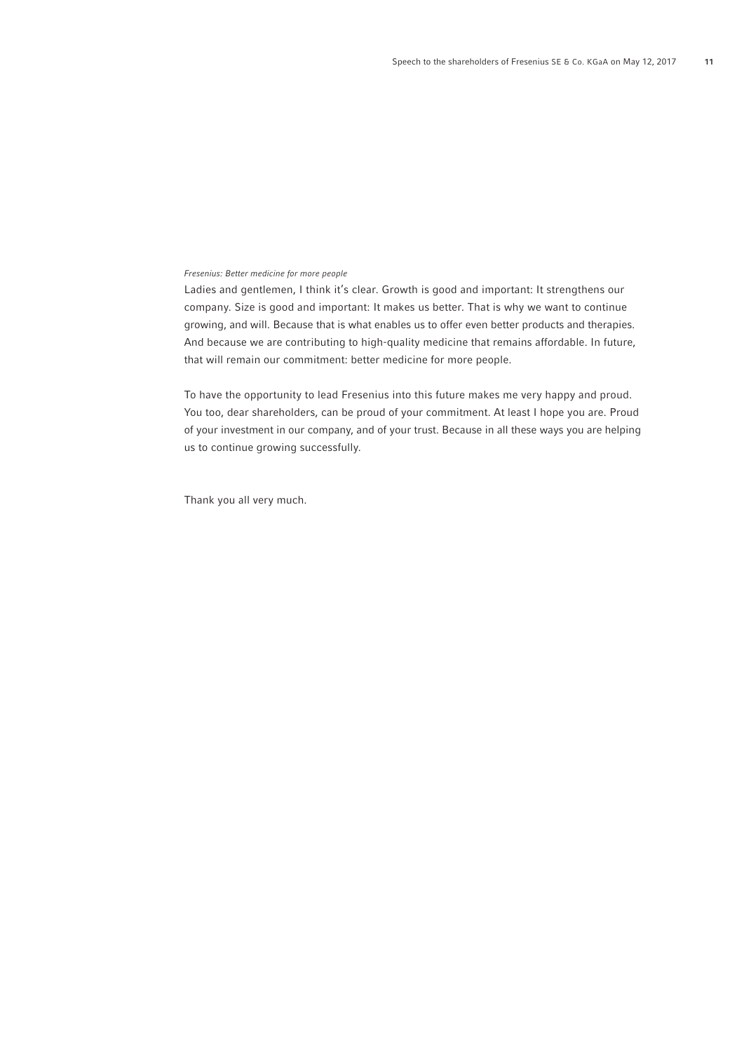*Fresenius: Better medicine for more people*

Ladies and gentlemen, I think it's clear. Growth is good and important: It strengthens our company. Size is good and important: It makes us better. That is why we want to continue growing, and will. Because that is what enables us to offer even better products and therapies. And because we are contributing to high-quality medicine that remains affordable. In future, that will remain our commitment: better medicine for more people.

To have the opportunity to lead Fresenius into this future makes me very happy and proud. You too, dear shareholders, can be proud of your commitment. At least I hope you are. Proud of your investment in our company, and of your trust. Because in all these ways you are helping us to continue growing successfully.

Thank you all very much.